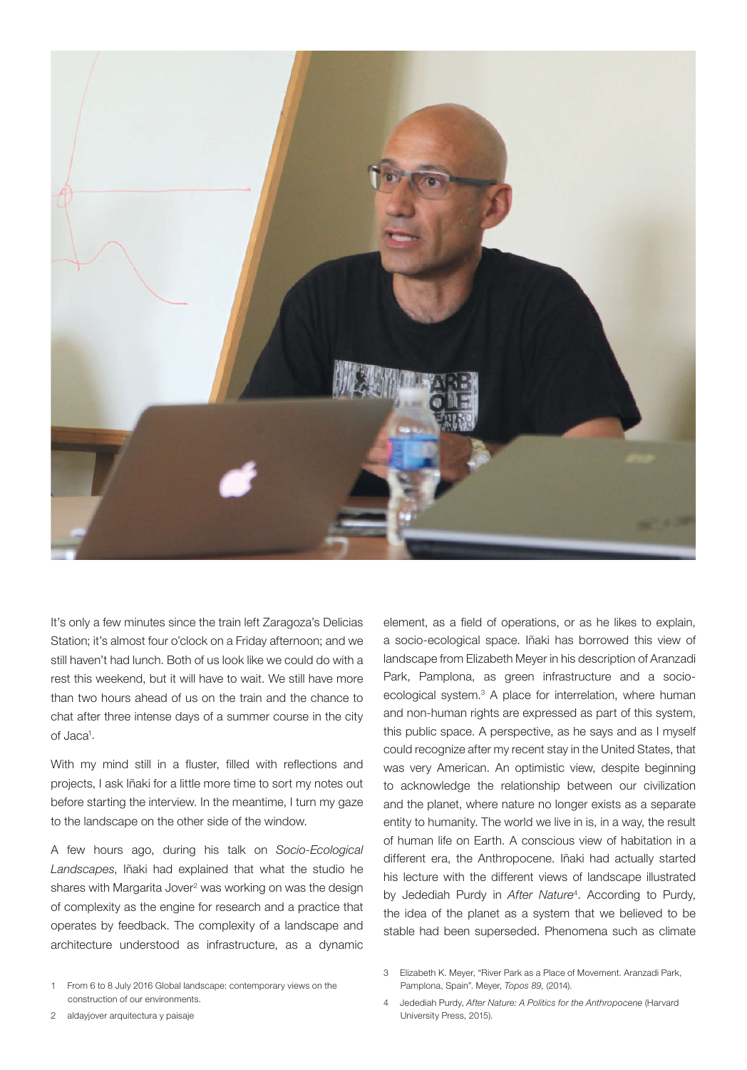It's only a few minutes since the train left Zaragoza's Delicias Station; it's almost four o'clock on a Friday afternoon; and we still haven't had lunch. Both of us look like we could do with a rest this weekend, but it will have to wait. We still have more than two hours ahead of us on the train and the chance to chat after three intense days of a summer course in the city of Jaca[1].

With my mind still in a fluster, filled with reflections and projects, I ask Iñaki for a little more time to sort my notes out before starting the interview. In the meantime, I turn my gaze to the landscape on the other side of the window.

A few hours ago, during his talk on *Socio-Ecological Landscapes*, Iñaki had explained that what the studio he shares with Margarita Jover[2] was working on was the design of complexity as the engine for research and a practice that operates by feedback. The complexity of a landscape and architecture understood as infrastructure, as a dynamic element, as a field of operations, or as he likes to explain, a socio-ecological space. Iñaki has borrowed this view of landscape from Elizabeth Meyer in his description of Aranzadi Park, Pamplona, as green infrastructure and a socio-ecological system.[3] A place for interrelation, where human and non-human rights are expressed as part of this system, this public space. A perspective, as he says and as I myself could recognize after my recent stay in the United States, that was very American. An optimistic view, despite beginning to acknowledge the relationship between our civilization and the planet, where nature no longer exists as a separate entity to humanity. The world we live in is, in a way, the result of human life on Earth. A conscious view of habitation in a different era, the Anthropocene. Iñaki had actually started his lecture with the different views of landscape illustrated by Jedediah Purdy in *After Nature*[4]. According to Purdy, the idea of the planet as a system that we believed to be stable had been superseded. Phenomena such as climate

1 From 6 to 8 July 2016 Global landscape: contemporary views on the construction of our environments.

2 aldayjover arquitectura y paisaje

3 Elizabeth K. Meyer, "River Park as a Place of Movement. Aranzadi Park, Pamplona, Spain". Meyer, *Topos 89,* (2014).

4 Jedediah Purdy, *After Nature: A Politics for the Anthropocene* (Harvard University Press, 2015).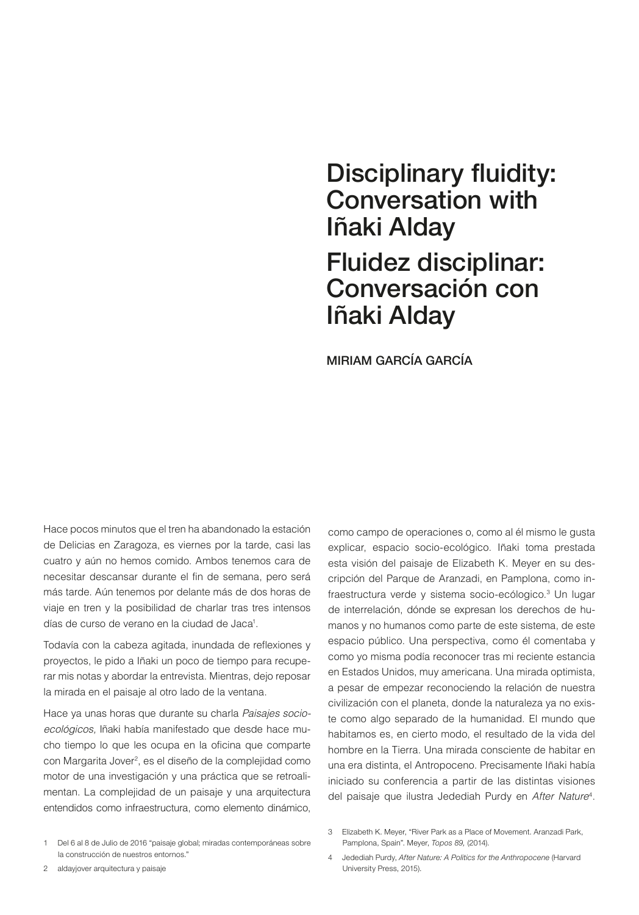# Disciplinary fluidity: Conversation with Iñaki Alday

# Fluidez disciplinar: Conversación con Iñaki Alday

MIRIAM GARCÍA GARCÍA

Hace pocos minutos que el tren ha abandonado la estación de Delicias en Zaragoza, es viernes por la tarde, casi las cuatro y aún no hemos comido. Ambos tenemos cara de necesitar descansar durante el fin de semana, pero será más tarde. Aún tenemos por delante más de dos horas de viaje en tren y la posibilidad de charlar tras tres intensos días de curso de verano en la ciudad de Jaca[1].

Todavía con la cabeza agitada, inundada de reflexiones y proyectos, le pido a Iñaki un poco de tiempo para recuperar mis notas y abordar la entrevista. Mientras, dejo reposar la mirada en el paisaje al otro lado de la ventana.

Hace ya unas horas que durante su charla *Paisajes socio-ecológicos,* Iñaki había manifestado que desde hace mucho tiempo lo que les ocupa en la oficina que comparte con Margarita Jover[2], es el diseño de la complejidad como motor de una investigación y una práctica que se retroalimentan. La complejidad de un paisaje y una arquitectura entendidos como infraestructura, como elemento dinámico, como campo de operaciones o, como al él mismo le gusta explicar, espacio socio-ecológico. Iñaki toma prestada esta visión del paisaje de Elizabeth K. Meyer en su descripción del Parque de Aranzadi, en Pamplona, como infraestructura verde y sistema socio-ecólogico.[3] Un lugar de interrelación, dónde se expresan los derechos de humanos y no humanos como parte de este sistema, de este espacio público. Una perspectiva, como él comentaba y como yo misma podía reconocer tras mi reciente estancia en Estados Unidos, muy americana. Una mirada optimista, a pesar de empezar reconociendo la relación de nuestra civilización con el planeta, donde la naturaleza ya no existe como algo separado de la humanidad. El mundo que habitamos es, en cierto modo, el resultado de la vida del hombre en la Tierra. Una mirada consciente de habitar en una era distinta, el Antropoceno. Precisamente Iñaki había iniciado su conferencia a partir de las distintas visiones del paisaje que ilustra Jedediah Purdy en *After Nature*[4].

1 Del 6 al 8 de Julio de 2016 "paisaje global; miradas contemporáneas sobre la construcción de nuestros entornos."

2 aldayjover arquitectura y paisaje

3 Elizabeth K. Meyer, "River Park as a Place of Movement. Aranzadi Park, Pamplona, Spain". Meyer, *Topos 89,* (2014).

4 Jedediah Purdy, *After Nature: A Politics for the Anthropocene* (Harvard University Press, 2015).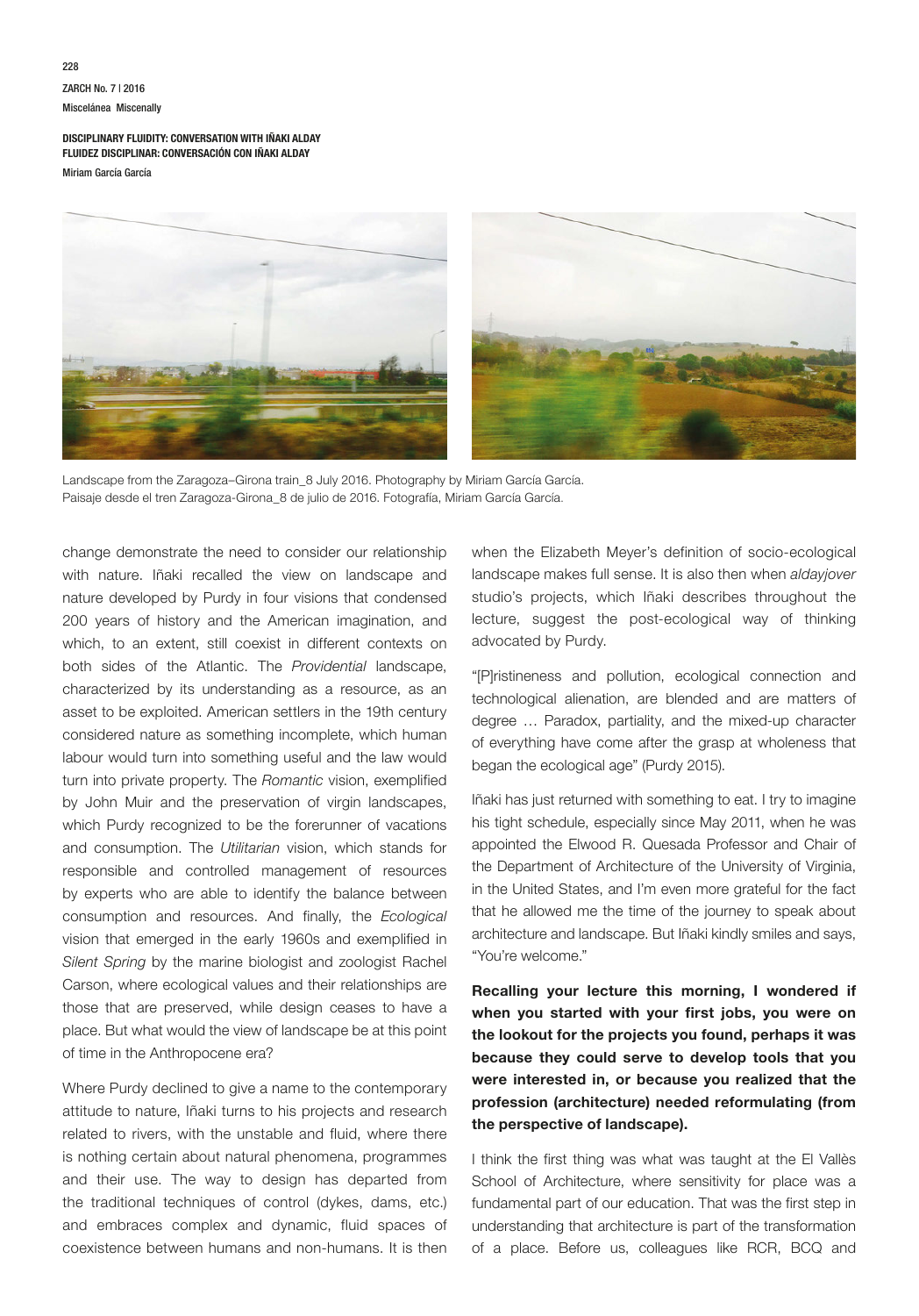Landscape from the Zaragoza–Girona train_8 July 2016. Photography by Miriam García García.
Paisaje desde el tren Zaragoza-Girona_8 de julio de 2016. Fotografía, Miriam García García.

change demonstrate the need to consider our relationship with nature. Iñaki recalled the view on landscape and nature developed by Purdy in four visions that condensed 200 years of history and the American imagination, and which, to an extent, still coexist in different contexts on both sides of the Atlantic. The *Providential* landscape, characterized by its understanding as a resource, as an asset to be exploited. American settlers in the 19th century considered nature as something incomplete, which human labour would turn into something useful and the law would turn into private property. The *Romantic* vision, exemplified by John Muir and the preservation of virgin landscapes, which Purdy recognized to be the forerunner of vacations and consumption. The *Utilitarian* vision, which stands for responsible and controlled management of resources by experts who are able to identify the balance between consumption and resources. And finally, the *Ecological* vision that emerged in the early 1960s and exemplified in *Silent Spring* by the marine biologist and zoologist Rachel Carson, where ecological values and their relationships are those that are preserved, while design ceases to have a place. But what would the view of landscape be at this point of time in the Anthropocene era?

Where Purdy declined to give a name to the contemporary attitude to nature, Iñaki turns to his projects and research related to rivers, with the unstable and fluid, where there is nothing certain about natural phenomena, programmes and their use. The way to design has departed from the traditional techniques of control (dykes, dams, etc.) and embraces complex and dynamic, fluid spaces of coexistence between humans and non-humans. It is then when the Elizabeth Meyer's definition of socio-ecological landscape makes full sense. It is also then when *aldayjover* studio's projects, which Iñaki describes throughout the lecture, suggest the post-ecological way of thinking advocated by Purdy.

"[P]ristineness and pollution, ecological connection and technological alienation, are blended and are matters of degree … Paradox, partiality, and the mixed-up character of everything have come after the grasp at wholeness that began the ecological age" (Purdy 2015).

Iñaki has just returned with something to eat. I try to imagine his tight schedule, especially since May 2011, when he was appointed the Elwood R. Quesada Professor and Chair of the Department of Architecture of the University of Virginia, in the United States, and I'm even more grateful for the fact that he allowed me the time of the journey to speak about architecture and landscape. But Iñaki kindly smiles and says, "You're welcome."

**Recalling your lecture this morning, I wondered if when you started with your first jobs, you were on the lookout for the projects you found, perhaps it was because they could serve to develop tools that you were interested in, or because you realized that the profession (architecture) needed reformulating (from the perspective of landscape).**

I think the first thing was what was taught at the El Vallès School of Architecture, where sensitivity for place was a fundamental part of our education. That was the first step in understanding that architecture is part of the transformation of a place. Before us, colleagues like RCR, BCQ and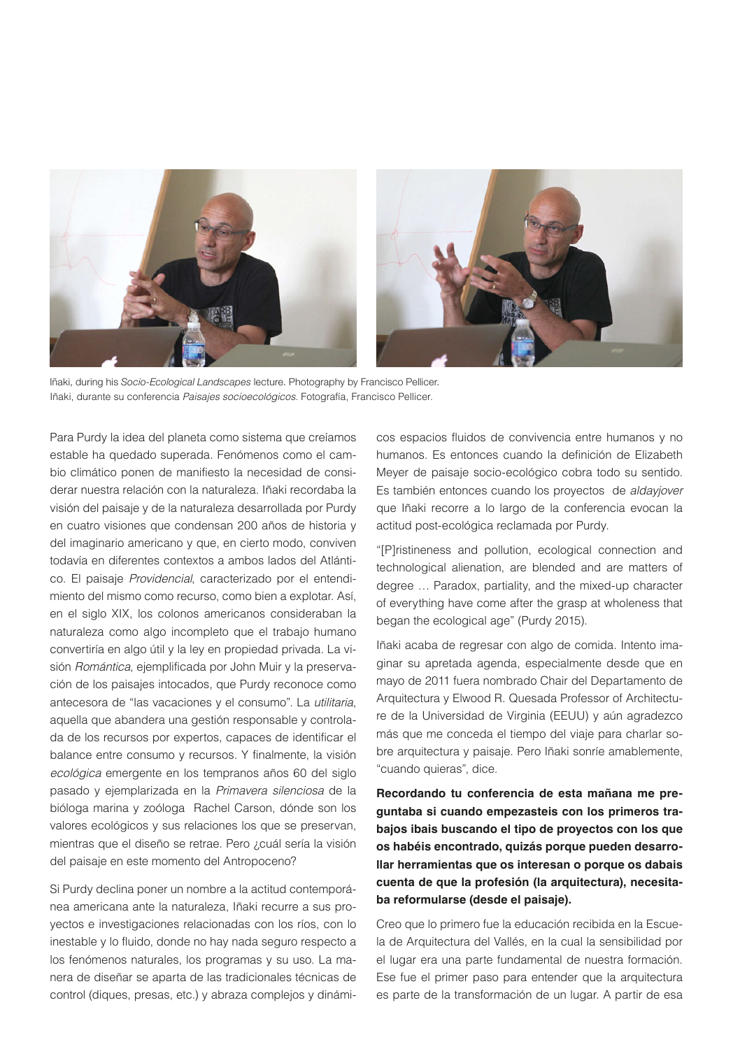Iñaki, during his *Socio-Ecological Landscapes* lecture. Photography by Francisco Pellicer.
Iñaki, durante su conferencia *Paisajes socioecológicos*. Fotografía, Francisco Pellicer.

Para Purdy la idea del planeta como sistema que creíamos estable ha quedado superada. Fenómenos como el cambio climático ponen de manifiesto la necesidad de considerar nuestra relación con la naturaleza. Iñaki recordaba la visión del paisaje y de la naturaleza desarrollada por Purdy en cuatro visiones que condensan 200 años de historia y del imaginario americano y que, en cierto modo, conviven todavía en diferentes contextos a ambos lados del Atlántico. El paisaje *Providencial*, caracterizado por el entendimiento del mismo como recurso, como bien a explotar. Así, en el siglo XIX, los colonos americanos consideraban la naturaleza como algo incompleto que el trabajo humano convertiría en algo útil y la ley en propiedad privada. La visión *Romántica*, ejemplificada por John Muir y la preservación de los paisajes intocados, que Purdy reconoce como antecesora de "las vacaciones y el consumo". La *utilitaria*, aquella que abandera una gestión responsable y controlada de los recursos por expertos, capaces de identificar el balance entre consumo y recursos. Y finalmente, la visión *ecológica* emergente en los tempranos años 60 del siglo pasado y ejemplarizada en la *Primavera silenciosa* de la bióloga marina y zoóloga Rachel Carson, dónde son los valores ecológicos y sus relaciones los que se preservan, mientras que el diseño se retrae. Pero ¿cuál sería la visión del paisaje en este momento del Antropoceno?

Si Purdy declina poner un nombre a la actitud contemporánea americana ante la naturaleza, Iñaki recurre a sus proyectos e investigaciones relacionadas con los ríos, con lo inestable y lo fluido, donde no hay nada seguro respecto a los fenómenos naturales, los programas y su uso. La manera de diseñar se aparta de las tradicionales técnicas de control (diques, presas, etc.) y abraza complejos y dinámicos espacios fluidos de convivencia entre humanos y no humanos. Es entonces cuando la definición de Elizabeth Meyer de paisaje socio-ecológico cobra todo su sentido. Es también entonces cuando los proyectos de *aldayjover* que Iñaki recorre a lo largo de la conferencia evocan la actitud post-ecológica reclamada por Purdy.

"[P]ristineness and pollution, ecological connection and technological alienation, are blended and are matters of degree … Paradox, partiality, and the mixed-up character of everything have come after the grasp at wholeness that began the ecological age" (Purdy 2015).

Iñaki acaba de regresar con algo de comida. Intento imaginar su apretada agenda, especialmente desde que en mayo de 2011 fuera nombrado Chair del Departamento de Arquitectura y Elwood R. Quesada Professor of Architecture de la Universidad de Virginia (EEUU) y aún agradezco más que me conceda el tiempo del viaje para charlar sobre arquitectura y paisaje. Pero Iñaki sonríe amablemente, "cuando quieras", dice.

**Recordando tu conferencia de esta mañana me preguntaba si cuando empezasteis con los primeros trabajos ibais buscando el tipo de proyectos con los que os habéis encontrado, quizás porque pueden desarrollar herramientas que os interesan o porque os dabais cuenta de que la profesión (la arquitectura), necesitaba reformularse (desde el paisaje).**

Creo que lo primero fue la educación recibida en la Escuela de Arquitectura del Vallés, en la cual la sensibilidad por el lugar era una parte fundamental de nuestra formación. Ese fue el primer paso para entender que la arquitectura es parte de la transformación de un lugar. A partir de esa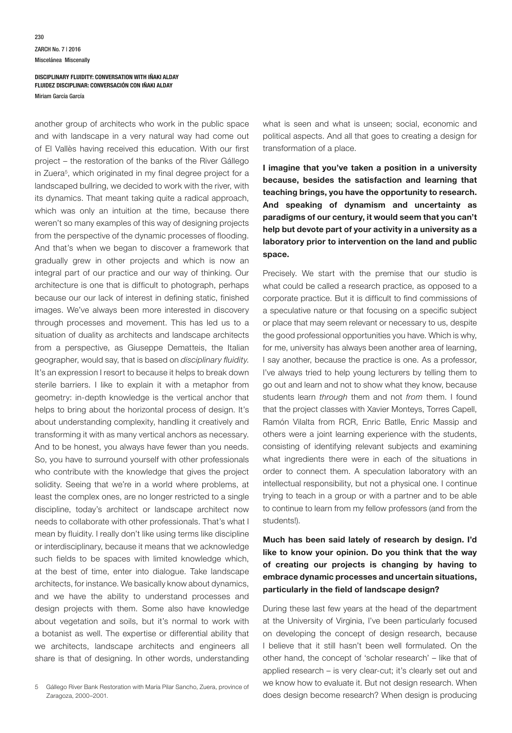another group of architects who work in the public space and with landscape in a very natural way had come out of El Vallès having received this education. With our first project – the restoration of the banks of the River Gállego in Zuera[5], which originated in my final degree project for a landscaped bullring, we decided to work with the river, with its dynamics. That meant taking quite a radical approach, which was only an intuition at the time, because there weren't so many examples of this way of designing projects from the perspective of the dynamic processes of flooding. And that's when we began to discover a framework that gradually grew in other projects and which is now an integral part of our practice and our way of thinking. Our architecture is one that is difficult to photograph, perhaps because our our lack of interest in defining static, finished images. We've always been more interested in discovery through processes and movement. This has led us to a situation of duality as architects and landscape architects from a perspective, as Giuseppe Dematteis, the Italian geographer, would say, that is based on *disciplinary fluidity*. It's an expression I resort to because it helps to break down sterile barriers. I like to explain it with a metaphor from geometry: in-depth knowledge is the vertical anchor that helps to bring about the horizontal process of design. It's about understanding complexity, handling it creatively and transforming it with as many vertical anchors as necessary. And to be honest, you always have fewer than you needs. So, you have to surround yourself with other professionals who contribute with the knowledge that gives the project solidity. Seeing that we're in a world where problems, at least the complex ones, are no longer restricted to a single discipline, today's architect or landscape architect now needs to collaborate with other professionals. That's what I mean by fluidity. I really don't like using terms like discipline or interdisciplinary, because it means that we acknowledge such fields to be spaces with limited knowledge which, at the best of time, enter into dialogue. Take landscape architects, for instance. We basically know about dynamics, and we have the ability to understand processes and design projects with them. Some also have knowledge about vegetation and soils, but it's normal to work with a botanist as well. The expertise or differential ability that we architects, landscape architects and engineers all share is that of designing. In other words, understanding what is seen and what is unseen; social, economic and political aspects. And all that goes to creating a design for transformation of a place.

**I imagine that you've taken a position in a university because, besides the satisfaction and learning that teaching brings, you have the opportunity to research. And speaking of dynamism and uncertainty as paradigms of our century, it would seem that you can't help but devote part of your activity in a university as a laboratory prior to intervention on the land and public space.**

Precisely. We start with the premise that our studio is what could be called a research practice, as opposed to a corporate practice. But it is difficult to find commissions of a speculative nature or that focusing on a specific subject or place that may seem relevant or necessary to us, despite the good professional opportunities you have. Which is why, for me, university has always been another area of learning, I say another, because the practice is one. As a professor, I've always tried to help young lecturers by telling them to go out and learn and not to show what they know, because students learn *through* them and not *from* them. I found that the project classes with Xavier Monteys, Torres Capell, Ramón Vilalta from RCR, Enric Batlle, Enric Massip and others were a joint learning experience with the students, consisting of identifying relevant subjects and examining what ingredients there were in each of the situations in order to connect them. A speculation laboratory with an intellectual responsibility, but not a physical one. I continue trying to teach in a group or with a partner and to be able to continue to learn from my fellow professors (and from the students!).

**Much has been said lately of research by design. I'd like to know your opinion. Do you think that the way of creating our projects is changing by having to embrace dynamic processes and uncertain situations, particularly in the field of landscape design?**

During these last few years at the head of the department at the University of Virginia, I've been particularly focused on developing the concept of design research, because I believe that it still hasn't been well formulated. On the other hand, the concept of 'scholar research' – like that of applied research – is very clear-cut; it's clearly set out and we know how to evaluate it. But not design research. When does design become research? When design is producing

5 Gállego River Bank Restoration with María Pilar Sancho, Zuera, province of Zaragoza, 2000–2001.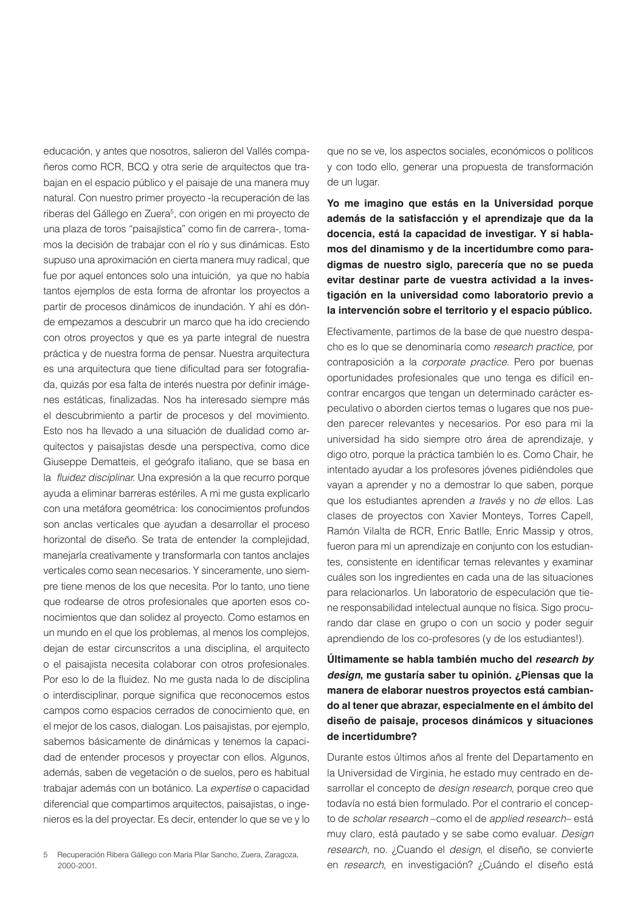educación, y antes que nosotros, salieron del Vallés compañeros como RCR, BCQ y otra serie de arquitectos que trabajan en el espacio público y el paisaje de una manera muy natural. Con nuestro primer proyecto -la recuperación de las riberas del Gállego en Zuera[5], con origen en mi proyecto de una plaza de toros "paisajística" como fin de carrera-, tomamos la decisión de trabajar con el río y sus dinámicas. Esto supuso una aproximación en cierta manera muy radical, que fue por aquel entonces solo una intuición, ya que no había tantos ejemplos de esta forma de afrontar los proyectos a partir de procesos dinámicos de inundación. Y ahí es dónde empezamos a descubrir un marco que ha ido creciendo con otros proyectos y que es ya parte integral de nuestra práctica y de nuestra forma de pensar. Nuestra arquitectura es una arquitectura que tiene dificultad para ser fotografiada, quizás por esa falta de interés nuestra por definir imágenes estáticas, finalizadas. Nos ha interesado siempre más el descubrimiento a partir de procesos y del movimiento. Esto nos ha llevado a una situación de dualidad como arquitectos y paisajistas desde una perspectiva, como dice Giuseppe Dematteis, el geógrafo italiano, que se basa en la *fluidez disciplinar.* Una expresión a la que recurro porque ayuda a eliminar barreras estériles. A mi me gusta explicarlo con una metáfora geométrica: los conocimientos profundos son anclas verticales que ayudan a desarrollar el proceso horizontal de diseño. Se trata de entender la complejidad, manejarla creativamente y transformarla con tantos anclajes verticales como sean necesarios. Y sinceramente, uno siempre tiene menos de los que necesita. Por lo tanto, uno tiene que rodearse de otros profesionales que aporten esos conocimientos que dan solidez al proyecto. Como estamos en un mundo en el que los problemas, al menos los complejos, dejan de estar circunscritos a una disciplina, el arquitecto o el paisajista necesita colaborar con otros profesionales. Por eso lo de la fluidez. No me gusta nada lo de disciplina o interdisciplinar, porque significa que reconocemos estos campos como espacios cerrados de conocimiento que, en el mejor de los casos, dialogan. Los paisajistas, por ejemplo, sabemos básicamente de dinámicas y tenemos la capacidad de entender procesos y proyectar con ellos. Algunos, además, saben de vegetación o de suelos, pero es habitual trabajar además con un botánico. La *expertise* o capacidad diferencial que compartimos arquitectos, paisajistas, o ingenieros es la del proyectar. Es decir, entender lo que se ve y lo que no se ve, los aspectos sociales, económicos o políticos y con todo ello, generar una propuesta de transformación de un lugar.

**Yo me imagino que estás en la Universidad porque además de la satisfacción y el aprendizaje que da la docencia, está la capacidad de investigar. Y si hablamos del dinamismo y de la incertidumbre como paradigmas de nuestro siglo, parecería que no se pueda evitar destinar parte de vuestra actividad a la investigación en la universidad como laboratorio previo a la intervención sobre el territorio y el espacio público.**

Efectivamente, partimos de la base de que nuestro despacho es lo que se denominaría como *research practice,* por contraposición a la *corporate practice.* Pero por buenas oportunidades profesionales que uno tenga es difícil encontrar encargos que tengan un determinado carácter especulativo o aborden ciertos temas o lugares que nos pueden parecer relevantes y necesarios. Por eso para mi la universidad ha sido siempre otro área de aprendizaje, y digo otro, porque la práctica también lo es. Como Chair, he intentado ayudar a los profesores jóvenes pidiéndoles que vayan a aprender y no a demostrar lo que saben, porque que los estudiantes aprenden *a través* y no *de* ellos. Las clases de proyectos con Xavier Monteys, Torres Capell, Ramón Vilalta de RCR, Enric Batlle, Enric Massip y otros, fueron para mí un aprendizaje en conjunto con los estudiantes, consistente en identificar temas relevantes y examinar cuáles son los ingredientes en cada una de las situaciones para relacionarlos. Un laboratorio de especulación que tiene responsabilidad intelectual aunque no física. Sigo procurando dar clase en grupo o con un socio y poder seguir aprendiendo de los co-profesores (y de los estudiantes!).

**Últimamente se habla también mucho del *research by design*, me gustaría saber tu opinión. ¿Piensas que la manera de elaborar nuestros proyectos está cambiando al tener que abrazar, especialmente en el ámbito del diseño de paisaje, procesos dinámicos y situaciones de incertidumbre?**

Durante estos últimos años al frente del Departamento en la Universidad de Virginia, he estado muy centrado en desarrollar el concepto de *design research*, porque creo que todavía no está bien formulado. Por el contrario el concepto de *scholar research* –como el de *applied research*– está muy claro, está pautado y se sabe como evaluar. *Design research,* no. ¿Cuando el *design*, el diseño, se convierte en *research*, en investigación? ¿Cuándo el diseño está

5 Recuperación Ribera Gállego con María Pilar Sancho, Zuera, Zaragoza, 2000-2001.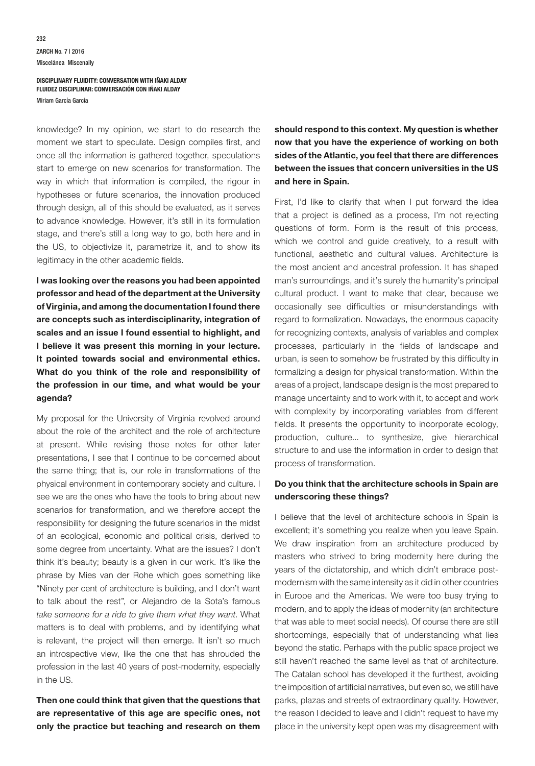knowledge? In my opinion, we start to do research the moment we start to speculate. Design compiles first, and once all the information is gathered together, speculations start to emerge on new scenarios for transformation. The way in which that information is compiled, the rigour in hypotheses or future scenarios, the innovation produced through design, all of this should be evaluated, as it serves to advance knowledge. However, it's still in its formulation stage, and there's still a long way to go, both here and in the US, to objectivize it, parametrize it, and to show its legitimacy in the other academic fields.

**I was looking over the reasons you had been appointed professor and head of the department at the University of Virginia, and among the documentation I found there are concepts such as interdisciplinarity, integration of scales and an issue I found essential to highlight, and I believe it was present this morning in your lecture. It pointed towards social and environmental ethics. What do you think of the role and responsibility of the profession in our time, and what would be your agenda?**

My proposal for the University of Virginia revolved around about the role of the architect and the role of architecture at present. While revising those notes for other later presentations, I see that I continue to be concerned about the same thing; that is, our role in transformations of the physical environment in contemporary society and culture. I see we are the ones who have the tools to bring about new scenarios for transformation, and we therefore accept the responsibility for designing the future scenarios in the midst of an ecological, economic and political crisis, derived to some degree from uncertainty. What are the issues? I don't think it's beauty; beauty is a given in our work. It's like the phrase by Mies van der Rohe which goes something like "Ninety per cent of architecture is building, and I don't want to talk about the rest", or Alejandro de la Sota's famous *take someone for a ride to give them what they want*. What matters is to deal with problems, and by identifying what is relevant, the project will then emerge. It isn't so much an introspective view, like the one that has shrouded the profession in the last 40 years of post-modernity, especially in the US.

**Then one could think that given that the questions that are representative of this age are specific ones, not only the practice but teaching and research on them should respond to this context. My question is whether now that you have the experience of working on both sides of the Atlantic, you feel that there are differences between the issues that concern universities in the US and here in Spain.**

First, I'd like to clarify that when I put forward the idea that a project is defined as a process, I'm not rejecting questions of form. Form is the result of this process, which we control and guide creatively, to a result with functional, aesthetic and cultural values. Architecture is the most ancient and ancestral profession. It has shaped man's surroundings, and it's surely the humanity's principal cultural product. I want to make that clear, because we occasionally see difficulties or misunderstandings with regard to formalization. Nowadays, the enormous capacity for recognizing contexts, analysis of variables and complex processes, particularly in the fields of landscape and urban, is seen to somehow be frustrated by this difficulty in formalizing a design for physical transformation. Within the areas of a project, landscape design is the most prepared to manage uncertainty and to work with it, to accept and work with complexity by incorporating variables from different fields. It presents the opportunity to incorporate ecology, production, culture... to synthesize, give hierarchical structure to and use the information in order to design that process of transformation.

**Do you think that the architecture schools in Spain are underscoring these things?**

I believe that the level of architecture schools in Spain is excellent; it's something you realize when you leave Spain. We draw inspiration from an architecture produced by masters who strived to bring modernity here during the years of the dictatorship, and which didn't embrace post-modernism with the same intensity as it did in other countries in Europe and the Americas. We were too busy trying to modern, and to apply the ideas of modernity (an architecture that was able to meet social needs). Of course there are still shortcomings, especially that of understanding what lies beyond the static. Perhaps with the public space project we still haven't reached the same level as that of architecture. The Catalan school has developed it the furthest, avoiding the imposition of artificial narratives, but even so, we still have parks, plazas and streets of extraordinary quality. However, the reason I decided to leave and I didn't request to have my place in the university kept open was my disagreement with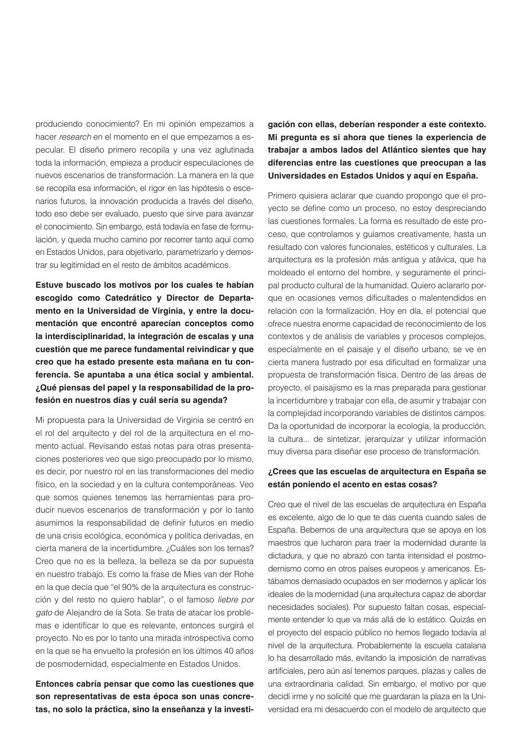produciendo conocimiento? En mi opinión empezamos a hacer *research* en el momento en el que empezamos a especular. El diseño primero recopila y una vez aglutinada toda la información, empieza a producir especulaciones de nuevos escenarios de transformación. La manera en la que se recopila esa información, el rigor en las hipótesis o escenarios futuros, la innovación producida a través del diseño, todo eso debe ser evaluado, puesto que sirve para avanzar el conocimiento. Sin embargo, está todavía en fase de formulación, y queda mucho camino por recorrer tanto aquí como en Estados Unidos, para objetivarlo, parametrizarlo y demostrar su legitimidad en el resto de ámbitos académicos.

**Estuve buscado los motivos por los cuales te habían escogido como Catedrático y Director de Departamento en la Universidad de Virginia, y entre la documentación que encontré aparecían conceptos como la interdisciplinaridad, la integración de escalas y una cuestión que me parece fundamental reivindicar y que creo que ha estado presente esta mañana en tu conferencia. Se apuntaba a una ética social y ambiental. ¿Qué piensas del papel y la responsabilidad de la profesión en nuestros días y cuál sería su agenda?**

Mi propuesta para la Universidad de Virginia se centró en el rol del arquitecto y del rol de la arquitectura en el momento actual. Revisando estas notas para otras presentaciones posteriores veo que sigo preocupado por lo mismo, es decir, por nuestro rol en las transformaciones del medio físico, en la sociedad y en la cultura contemporáneas. Veo que somos quienes tenemos las herramientas para producir nuevos escenarios de transformación y por lo tanto asumimos la responsabilidad de definir futuros en medio de una crisis ecológica, económica y política derivadas, en cierta manera de la incertidumbre. ¿Cuáles son los temas? Creo que no es la belleza, la belleza se da por supuesta en nuestro trabajo. Es como la frase de Mies van der Rohe en la que decía que "el 90% de la arquitectura es construcción y del resto no quiero hablar", o el famoso *liebre por gato* de Alejandro de la Sota. Se trata de atacar los problemas e identificar lo que es relevante, entonces surgirá el proyecto. No es por lo tanto una mirada introspectiva como en la que se ha envuelto la profesión en los últimos 40 años de posmodernidad, especialmente en Estados Unidos.

**Entonces cabría pensar que como las cuestiones que son representativas de esta época son unas concretas, no solo la práctica, sino la enseñanza y la investigación con ellas, deberían responder a este contexto. Mi pregunta es si ahora que tienes la experiencia de trabajar a ambos lados del Atlántico sientes que hay diferencias entre las cuestiones que preocupan a las Universidades en Estados Unidos y aquí en España.**

Primero quisiera aclarar que cuando propongo que el proyecto se define como un proceso, no estoy despreciando las cuestiones formales. La forma es resultado de este proceso, que controlamos y guiamos creativamente, hasta un resultado con valores funcionales, estéticos y culturales. La arquitectura es la profesión más antigua y atávica, que ha moldeado el entorno del hombre, y seguramente el principal producto cultural de la humanidad. Quiero aclararlo porque en ocasiones vemos dificultades o malentendidos en relación con la formalización. Hoy en día, el potencial que ofrece nuestra enorme capacidad de reconocimiento de los contextos y de análisis de variables y procesos complejos, especialmente en el paisaje y el diseño urbano, se ve en cierta manera fustrado por esa dificultad en formalizar una propuesta de transformación física. Dentro de las áreas de proyecto, el paisajismo es la mas preparada para gestionar la incertidumbre y trabajar con ella, de asumir y trabajar con la complejidad incorporando variables de distintos campos. Da la oportunidad de incorporar la ecología, la producción, la cultura... de sintetizar, jerarquizar y utilizar información muy diversa para diseñar ese proceso de transformación.

**¿Crees que las escuelas de arquitectura en España se están poniendo el acento en estas cosas?**

Creo que el nivel de las escuelas de arquitectura en España es excelente, algo de lo que te das cuenta cuando sales de España. Bebemos de una arquitectura que se apoya en los maestros que lucharon para traer la modernidad durante la dictadura, y que no abrazó con tanta intensidad el postmodernismo como en otros países europeos y americanos. Estábamos demasiado ocupados en ser modernos y aplicar los ideales de la modernidad (una arquitectura capaz de abordar necesidades sociales). Por supuesto faltan cosas, especialmente entender lo que va más allá de lo estático. Quizás en el proyecto del espacio público no hemos llegado todavía al nivel de la arquitectura. Probablemente la escuela catalana lo ha desarrollado más, evitando la imposición de narrativas artificiales, pero aún así tenemos parques, plazas y calles de una extraordinaria calidad. Sin embargo, el motivo por que decidí irme y no solicité que me guardaran la plaza en la Universidad era mi desacuerdo con el modelo de arquitecto que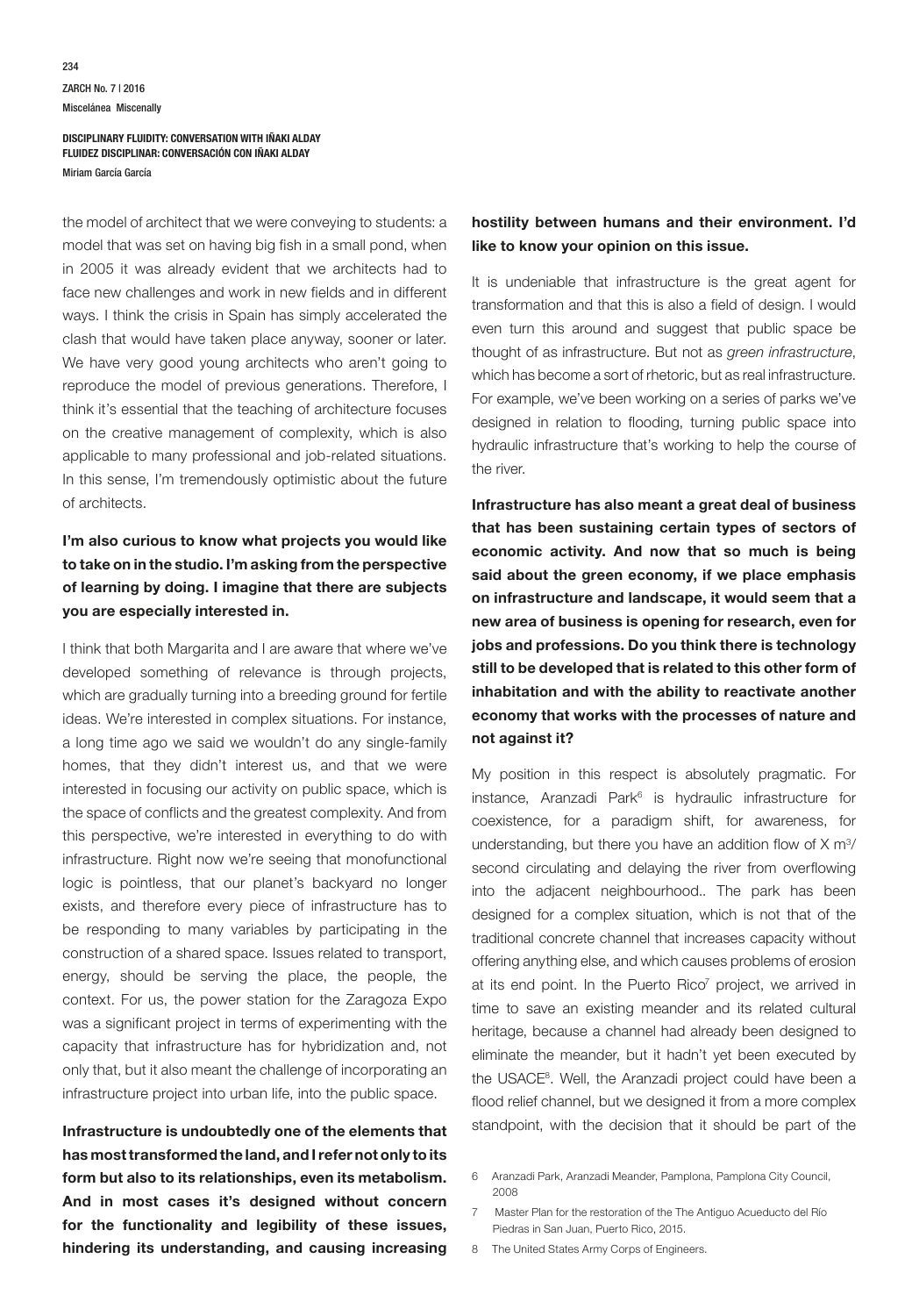the model of architect that we were conveying to students: a model that was set on having big fish in a small pond, when in 2005 it was already evident that we architects had to face new challenges and work in new fields and in different ways. I think the crisis in Spain has simply accelerated the clash that would have taken place anyway, sooner or later. We have very good young architects who aren't going to reproduce the model of previous generations. Therefore, I think it's essential that the teaching of architecture focuses on the creative management of complexity, which is also applicable to many professional and job-related situations. In this sense, I'm tremendously optimistic about the future of architects.

**I'm also curious to know what projects you would like to take on in the studio. I'm asking from the perspective of learning by doing. I imagine that there are subjects you are especially interested in.**

I think that both Margarita and I are aware that where we've developed something of relevance is through projects, which are gradually turning into a breeding ground for fertile ideas. We're interested in complex situations. For instance, a long time ago we said we wouldn't do any single-family homes, that they didn't interest us, and that we were interested in focusing our activity on public space, which is the space of conflicts and the greatest complexity. And from this perspective, we're interested in everything to do with infrastructure. Right now we're seeing that monofunctional logic is pointless, that our planet's backyard no longer exists, and therefore every piece of infrastructure has to be responding to many variables by participating in the construction of a shared space. Issues related to transport, energy, should be serving the place, the people, the context. For us, the power station for the Zaragoza Expo was a significant project in terms of experimenting with the capacity that infrastructure has for hybridization and, not only that, but it also meant the challenge of incorporating an infrastructure project into urban life, into the public space.

**Infrastructure is undoubtedly one of the elements that has most transformed the land, and I refer not only to its form but also to its relationships, even its metabolism. And in most cases it's designed without concern for the functionality and legibility of these issues, hindering its understanding, and causing increasing hostility between humans and their environment. I'd like to know your opinion on this issue.**

It is undeniable that infrastructure is the great agent for transformation and that this is also a field of design. I would even turn this around and suggest that public space be thought of as infrastructure. But not as *green infrastructure*, which has become a sort of rhetoric, but as real infrastructure. For example, we've been working on a series of parks we've designed in relation to flooding, turning public space into hydraulic infrastructure that's working to help the course of the river.

**Infrastructure has also meant a great deal of business that has been sustaining certain types of sectors of economic activity. And now that so much is being said about the green economy, if we place emphasis on infrastructure and landscape, it would seem that a new area of business is opening for research, even for jobs and professions. Do you think there is technology still to be developed that is related to this other form of inhabitation and with the ability to reactivate another economy that works with the processes of nature and not against it?**

My position in this respect is absolutely pragmatic. For instance, Aranzadi Park[6] is hydraulic infrastructure for coexistence, for a paradigm shift, for awareness, for understanding, but there you have an addition flow of X $m^3$/second circulating and delaying the river from overflowing into the adjacent neighbourhood.. The park has been designed for a complex situation, which is not that of the traditional concrete channel that increases capacity without offering anything else, and which causes problems of erosion at its end point. In the Puerto Rico[7] project, we arrived in time to save an existing meander and its related cultural heritage, because a channel had already been designed to eliminate the meander, but it hadn't yet been executed by the USACE[8]. Well, the Aranzadi project could have been a flood relief channel, but we designed it from a more complex standpoint, with the decision that it should be part of the

6 Aranzadi Park, Aranzadi Meander, Pamplona, Pamplona City Council, 2008

7 Master Plan for the restoration of the The Antiguo Acueducto del Río Piedras in San Juan, Puerto Rico, 2015.

8 The United States Army Corps of Engineers.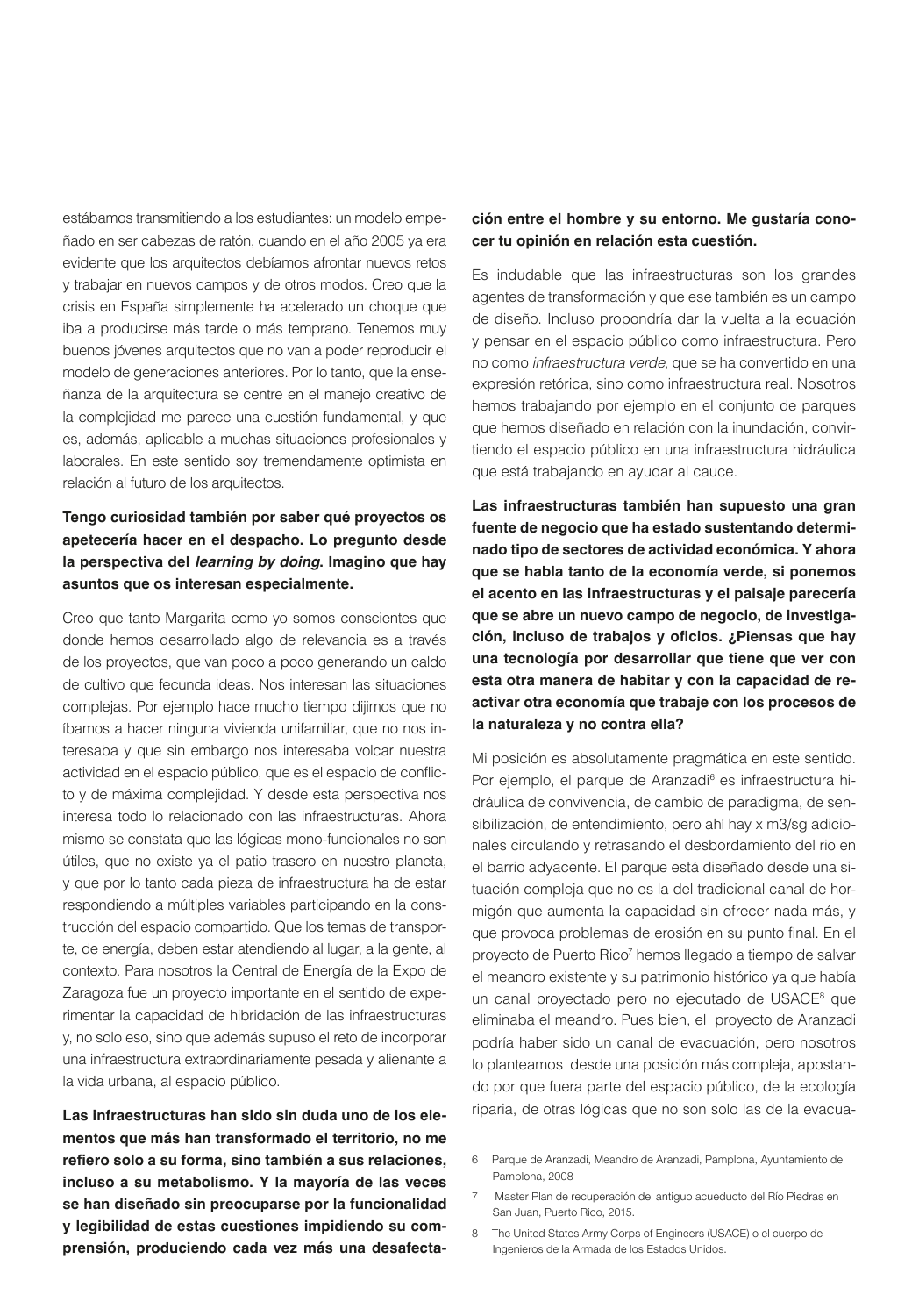estábamos transmitiendo a los estudiantes: un modelo empeñado en ser cabezas de ratón, cuando en el año 2005 ya era evidente que los arquitectos debíamos afrontar nuevos retos y trabajar en nuevos campos y de otros modos. Creo que la crisis en España simplemente ha acelerado un choque que iba a producirse más tarde o más temprano. Tenemos muy buenos jóvenes arquitectos que no van a poder reproducir el modelo de generaciones anteriores. Por lo tanto, que la enseñanza de la arquitectura se centre en el manejo creativo de la complejidad me parece una cuestión fundamental, y que es, además, aplicable a muchas situaciones profesionales y laborales. En este sentido soy tremendamente optimista en relación al futuro de los arquitectos.

**Tengo curiosidad también por saber qué proyectos os apetecería hacer en el despacho. Lo pregunto desde la perspectiva del *learning by doing*. Imagino que hay asuntos que os interesan especialmente.**

Creo que tanto Margarita como yo somos conscientes que donde hemos desarrollado algo de relevancia es a través de los proyectos, que van poco a poco generando un caldo de cultivo que fecunda ideas. Nos interesan las situaciones complejas. Por ejemplo hace mucho tiempo dijimos que no íbamos a hacer ninguna vivienda unifamiliar, que no nos interesaba y que sin embargo nos interesaba volcar nuestra actividad en el espacio público, que es el espacio de conflicto y de máxima complejidad. Y desde esta perspectiva nos interesa todo lo relacionado con las infraestructuras. Ahora mismo se constata que las lógicas mono-funcionales no son útiles, que no existe ya el patio trasero en nuestro planeta, y que por lo tanto cada pieza de infraestructura ha de estar respondiendo a múltiples variables participando en la construcción del espacio compartido. Que los temas de transporte, de energía, deben estar atendiendo al lugar, a la gente, al contexto. Para nosotros la Central de Energía de la Expo de Zaragoza fue un proyecto importante en el sentido de experimentar la capacidad de hibridación de las infraestructuras y, no solo eso, sino que además supuso el reto de incorporar una infraestructura extraordinariamente pesada y alienante a la vida urbana, al espacio público.

**Las infraestructuras han sido sin duda uno de los elementos que más han transformado el territorio, no me refiero solo a su forma, sino también a sus relaciones, incluso a su metabolismo. Y la mayoría de las veces se han diseñado sin preocuparse por la funcionalidad y legibilidad de estas cuestiones impidiendo su comprensión, produciendo cada vez más una desafectación entre el hombre y su entorno. Me gustaría conocer tu opinión en relación esta cuestión.**

Es indudable que las infraestructuras son los grandes agentes de transformación y que ese también es un campo de diseño. Incluso propondría dar la vuelta a la ecuación y pensar en el espacio público como infraestructura. Pero no como *infraestructura verde*, que se ha convertido en una expresión retórica, sino como infraestructura real. Nosotros hemos trabajando por ejemplo en el conjunto de parques que hemos diseñado en relación con la inundación, convirtiendo el espacio público en una infraestructura hidráulica que está trabajando en ayudar al cauce.

**Las infraestructuras también han supuesto una gran fuente de negocio que ha estado sustentando determinado tipo de sectores de actividad económica. Y ahora que se habla tanto de la economía verde, si ponemos el acento en las infraestructuras y el paisaje parecería que se abre un nuevo campo de negocio, de investigación, incluso de trabajos y oficios. ¿Piensas que hay una tecnología por desarrollar que tiene que ver con esta otra manera de habitar y con la capacidad de reactivar otra economía que trabaje con los procesos de la naturaleza y no contra ella?**

Mi posición es absolutamente pragmática en este sentido. Por ejemplo, el parque de Aranzadi[6] es infraestructura hidráulica de convivencia, de cambio de paradigma, de sensibilización, de entendimiento, pero ahí hay x m3/sg adicionales circulando y retrasando el desbordamiento del rio en el barrio adyacente. El parque está diseñado desde una situación compleja que no es la del tradicional canal de hormigón que aumenta la capacidad sin ofrecer nada más, y que provoca problemas de erosión en su punto final. En el proyecto de Puerto Rico[7] hemos llegado a tiempo de salvar el meandro existente y su patrimonio histórico ya que había un canal proyectado pero no ejecutado de USACE[8] que eliminaba el meandro. Pues bien, el proyecto de Aranzadi podría haber sido un canal de evacuación, pero nosotros lo planteamos desde una posición más compleja, apostando por que fuera parte del espacio público, de la ecología riparia, de otras lógicas que no son solo las de la evacua-

6 Parque de Aranzadi, Meandro de Aranzadi, Pamplona, Ayuntamiento de Pamplona, 2008

7 Master Plan de recuperación del antiguo acueducto del Río Piedras en San Juan, Puerto Rico, 2015.

8 The United States Army Corps of Engineers (USACE) o el cuerpo de Ingenieros de la Armada de los Estados Unidos.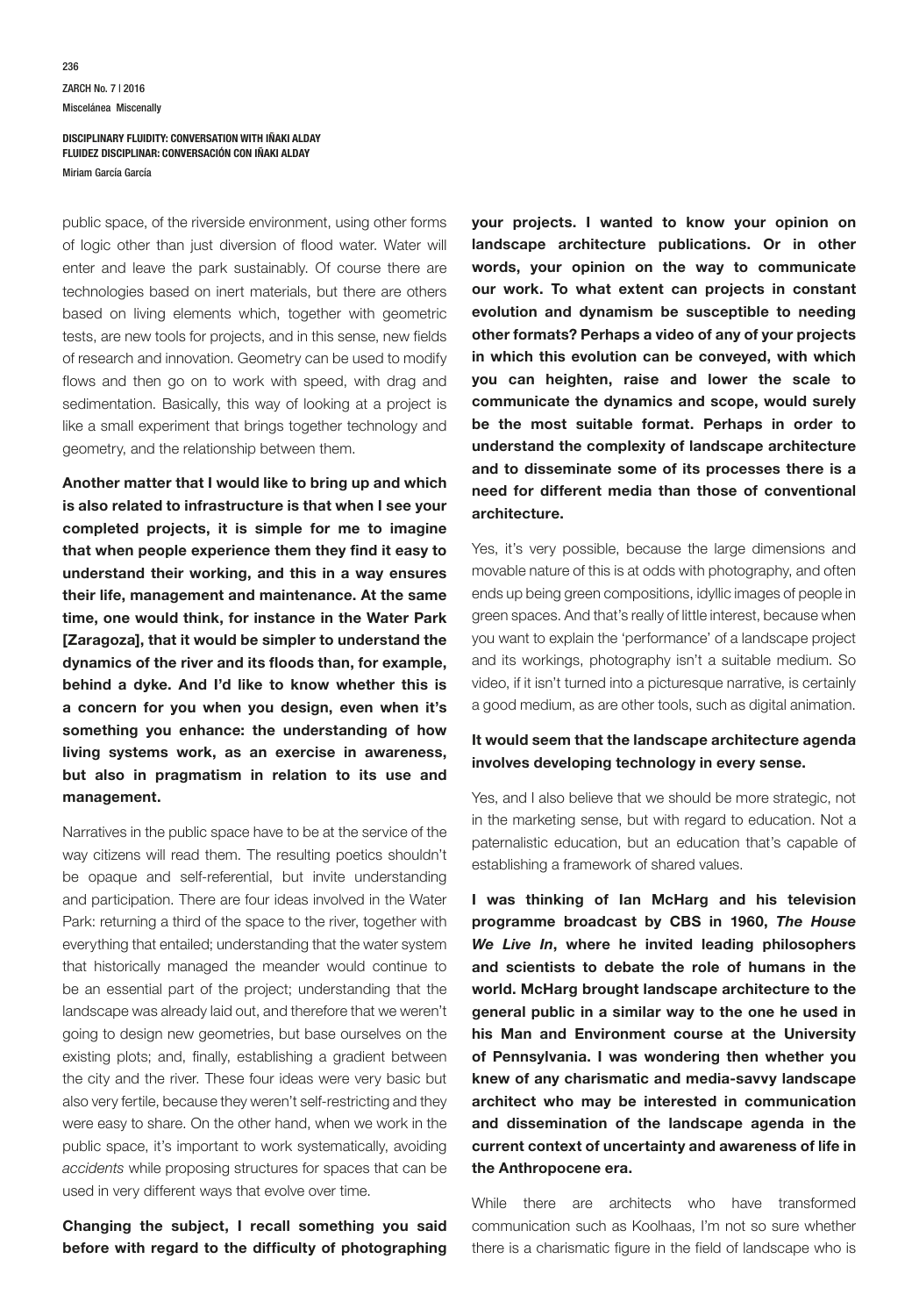public space, of the riverside environment, using other forms of logic other than just diversion of flood water. Water will enter and leave the park sustainably. Of course there are technologies based on inert materials, but there are others based on living elements which, together with geometric tests, are new tools for projects, and in this sense, new fields of research and innovation. Geometry can be used to modify flows and then go on to work with speed, with drag and sedimentation. Basically, this way of looking at a project is like a small experiment that brings together technology and geometry, and the relationship between them.

**Another matter that I would like to bring up and which is also related to infrastructure is that when I see your completed projects, it is simple for me to imagine that when people experience them they find it easy to understand their working, and this in a way ensures their life, management and maintenance. At the same time, one would think, for instance in the Water Park [Zaragoza], that it would be simpler to understand the dynamics of the river and its floods than, for example, behind a dyke. And I'd like to know whether this is a concern for you when you design, even when it's something you enhance: the understanding of how living systems work, as an exercise in awareness, but also in pragmatism in relation to its use and management.**

Narratives in the public space have to be at the service of the way citizens will read them. The resulting poetics shouldn't be opaque and self-referential, but invite understanding and participation. There are four ideas involved in the Water Park: returning a third of the space to the river, together with everything that entailed; understanding that the water system that historically managed the meander would continue to be an essential part of the project; understanding that the landscape was already laid out, and therefore that we weren't going to design new geometries, but base ourselves on the existing plots; and, finally, establishing a gradient between the city and the river. These four ideas were very basic but also very fertile, because they weren't self-restricting and they were easy to share. On the other hand, when we work in the public space, it's important to work systematically, avoiding *accidents* while proposing structures for spaces that can be used in very different ways that evolve over time.

**Changing the subject, I recall something you said before with regard to the difficulty of photographing your projects. I wanted to know your opinion on landscape architecture publications. Or in other words, your opinion on the way to communicate our work. To what extent can projects in constant evolution and dynamism be susceptible to needing other formats? Perhaps a video of any of your projects in which this evolution can be conveyed, with which you can heighten, raise and lower the scale to communicate the dynamics and scope, would surely be the most suitable format. Perhaps in order to understand the complexity of landscape architecture and to disseminate some of its processes there is a need for different media than those of conventional architecture.**

Yes, it's very possible, because the large dimensions and movable nature of this is at odds with photography, and often ends up being green compositions, idyllic images of people in green spaces. And that's really of little interest, because when you want to explain the 'performance' of a landscape project and its workings, photography isn't a suitable medium. So video, if it isn't turned into a picturesque narrative, is certainly a good medium, as are other tools, such as digital animation.

**It would seem that the landscape architecture agenda involves developing technology in every sense.**

Yes, and I also believe that we should be more strategic, not in the marketing sense, but with regard to education. Not a paternalistic education, but an education that's capable of establishing a framework of shared values.

**I was thinking of Ian McHarg and his television programme broadcast by CBS in 1960, *The House We Live In*, where he invited leading philosophers and scientists to debate the role of humans in the world. McHarg brought landscape architecture to the general public in a similar way to the one he used in his Man and Environment course at the University of Pennsylvania. I was wondering then whether you knew of any charismatic and media-savvy landscape architect who may be interested in communication and dissemination of the landscape agenda in the current context of uncertainty and awareness of life in the Anthropocene era.**

While there are architects who have transformed communication such as Koolhaas, I'm not so sure whether there is a charismatic figure in the field of landscape who is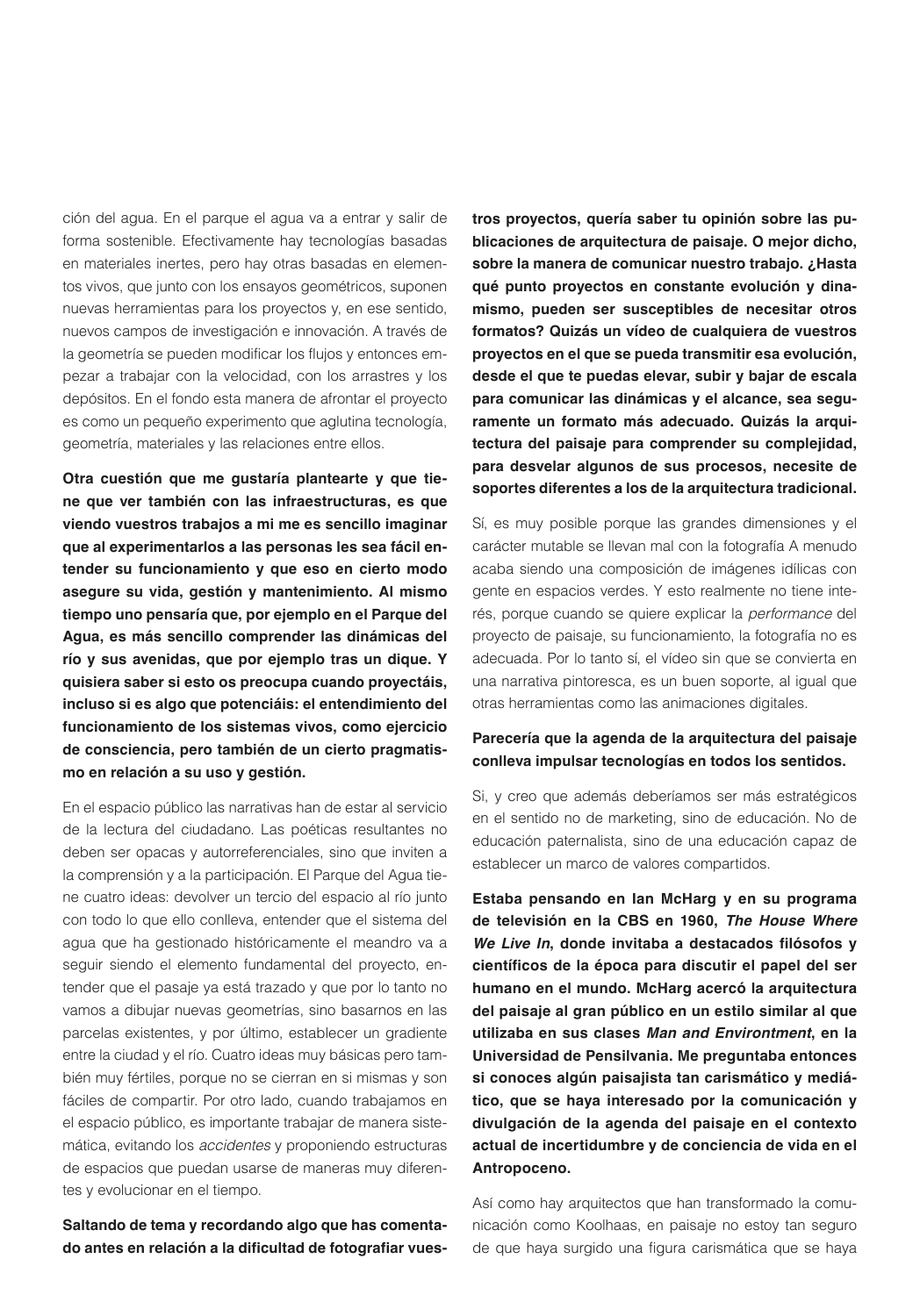ción del agua. En el parque el agua va a entrar y salir de forma sostenible. Efectivamente hay tecnologías basadas en materiales inertes, pero hay otras basadas en elementos vivos, que junto con los ensayos geométricos, suponen nuevas herramientas para los proyectos y, en ese sentido, nuevos campos de investigación e innovación. A través de la geometría se pueden modificar los flujos y entonces empezar a trabajar con la velocidad, con los arrastres y los depósitos. En el fondo esta manera de afrontar el proyecto es como un pequeño experimento que aglutina tecnología, geometría, materiales y las relaciones entre ellos.

**Otra cuestión que me gustaría plantearte y que tiene que ver también con las infraestructuras, es que viendo vuestros trabajos a mi me es sencillo imaginar que al experimentarlos a las personas les sea fácil entender su funcionamiento y que eso en cierto modo asegure su vida, gestión y mantenimiento. Al mismo tiempo uno pensaría que, por ejemplo en el Parque del Agua, es más sencillo comprender las dinámicas del río y sus avenidas, que por ejemplo tras un dique. Y quisiera saber si esto os preocupa cuando proyectáis, incluso si es algo que potenciáis: el entendimiento del funcionamiento de los sistemas vivos, como ejercicio de consciencia, pero también de un cierto pragmatismo en relación a su uso y gestión.**

En el espacio público las narrativas han de estar al servicio de la lectura del ciudadano. Las poéticas resultantes no deben ser opacas y autorreferenciales, sino que inviten a la comprensión y a la participación. El Parque del Agua tiene cuatro ideas: devolver un tercio del espacio al río junto con todo lo que ello conlleva, entender que el sistema del agua que ha gestionado históricamente el meandro va a seguir siendo el elemento fundamental del proyecto, entender que el pasaje ya está trazado y que por lo tanto no vamos a dibujar nuevas geometrías, sino basarnos en las parcelas existentes, y por último, establecer un gradiente entre la ciudad y el río. Cuatro ideas muy básicas pero también muy fértiles, porque no se cierran en si mismas y son fáciles de compartir. Por otro lado, cuando trabajamos en el espacio público, es importante trabajar de manera sistemática, evitando los *accidentes* y proponiendo estructuras de espacios que puedan usarse de maneras muy diferentes y evolucionar en el tiempo.

**Saltando de tema y recordando algo que has comentado antes en relación a la dificultad de fotografiar vuestros proyectos, quería saber tu opinión sobre las publicaciones de arquitectura de paisaje. O mejor dicho, sobre la manera de comunicar nuestro trabajo. ¿Hasta qué punto proyectos en constante evolución y dinamismo, pueden ser susceptibles de necesitar otros formatos? Quizás un vídeo de cualquiera de vuestros proyectos en el que se pueda transmitir esa evolución, desde el que te puedas elevar, subir y bajar de escala para comunicar las dinámicas y el alcance, sea seguramente un formato más adecuado. Quizás la arquitectura del paisaje para comprender su complejidad, para desvelar algunos de sus procesos, necesite de soportes diferentes a los de la arquitectura tradicional.**

Sí, es muy posible porque las grandes dimensiones y el carácter mutable se llevan mal con la fotografía A menudo acaba siendo una composición de imágenes idílicas con gente en espacios verdes. Y esto realmente no tiene interés, porque cuando se quiere explicar la *performance* del proyecto de paisaje, su funcionamiento, la fotografía no es adecuada. Por lo tanto sí, el vídeo sin que se convierta en una narrativa pintoresca, es un buen soporte, al igual que otras herramientas como las animaciones digitales.

**Parecería que la agenda de la arquitectura del paisaje conlleva impulsar tecnologías en todos los sentidos.**

Si, y creo que además deberíamos ser más estratégicos en el sentido no de marketing, sino de educación. No de educación paternalista, sino de una educación capaz de establecer un marco de valores compartidos.

**Estaba pensando en Ian McHarg y en su programa de televisión en la CBS en 1960, *The House Where We Live In*, donde invitaba a destacados filósofos y científicos de la época para discutir el papel del ser humano en el mundo. McHarg acercó la arquitectura del paisaje al gran público en un estilo similar al que utilizaba en sus clases *Man and Environtment*, en la Universidad de Pensilvania. Me preguntaba entonces si conoces algún paisajista tan carismático y mediático, que se haya interesado por la comunicación y divulgación de la agenda del paisaje en el contexto actual de incertidumbre y de conciencia de vida en el Antropoceno.**

Así como hay arquitectos que han transformado la comunicación como Koolhaas, en paisaje no estoy tan seguro de que haya surgido una figura carismática que se haya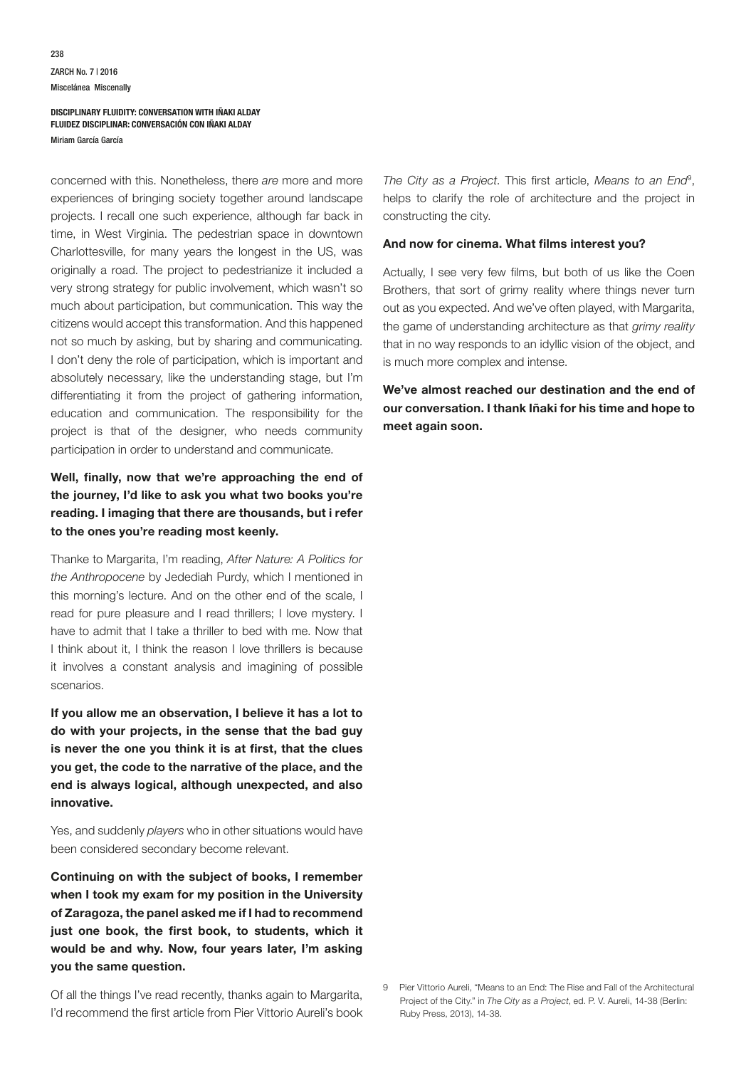concerned with this. Nonetheless, there *are* more and more experiences of bringing society together around landscape projects. I recall one such experience, although far back in time, in West Virginia. The pedestrian space in downtown Charlottesville, for many years the longest in the US, was originally a road. The project to pedestrianize it included a very strong strategy for public involvement, which wasn't so much about participation, but communication. This way the citizens would accept this transformation. And this happened not so much by asking, but by sharing and communicating. I don't deny the role of participation, which is important and absolutely necessary, like the understanding stage, but I'm differentiating it from the project of gathering information, education and communication. The responsibility for the project is that of the designer, who needs community participation in order to understand and communicate.

**Well, finally, now that we're approaching the end of the journey, I'd like to ask you what two books you're reading. I imaging that there are thousands, but i refer to the ones you're reading most keenly.**

Thanke to Margarita, I'm reading, *After Nature: A Politics for the Anthropocene* by Jedediah Purdy, which I mentioned in this morning's lecture. And on the other end of the scale, I read for pure pleasure and I read thrillers; I love mystery. I have to admit that I take a thriller to bed with me. Now that I think about it, I think the reason I love thrillers is because it involves a constant analysis and imagining of possible scenarios.

**If you allow me an observation, I believe it has a lot to do with your projects, in the sense that the bad guy is never the one you think it is at first, that the clues you get, the code to the narrative of the place, and the end is always logical, although unexpected, and also innovative.**

Yes, and suddenly *players* who in other situations would have been considered secondary become relevant.

**Continuing on with the subject of books, I remember when I took my exam for my position in the University of Zaragoza, the panel asked me if I had to recommend just one book, the first book, to students, which it would be and why. Now, four years later, I'm asking you the same question.**

Of all the things I've read recently, thanks again to Margarita, I'd recommend the first article from Pier Vittorio Aureli's book *The City as a Project*. This first article, *Means to an End*[9], helps to clarify the role of architecture and the project in constructing the city.

**And now for cinema. What films interest you?**

Actually, I see very few films, but both of us like the Coen Brothers, that sort of grimy reality where things never turn out as you expected. And we've often played, with Margarita, the game of understanding architecture as that *grimy reality* that in no way responds to an idyllic vision of the object, and is much more complex and intense.

**We've almost reached our destination and the end of our conversation. I thank Iñaki for his time and hope to meet again soon.**

9 Pier Vittorio Aureli, "Means to an End: The Rise and Fall of the Architectural Project of the City." in *The City as a Project*, ed. P. V. Aureli, 14-38 (Berlin: Ruby Press, 2013), 14-38.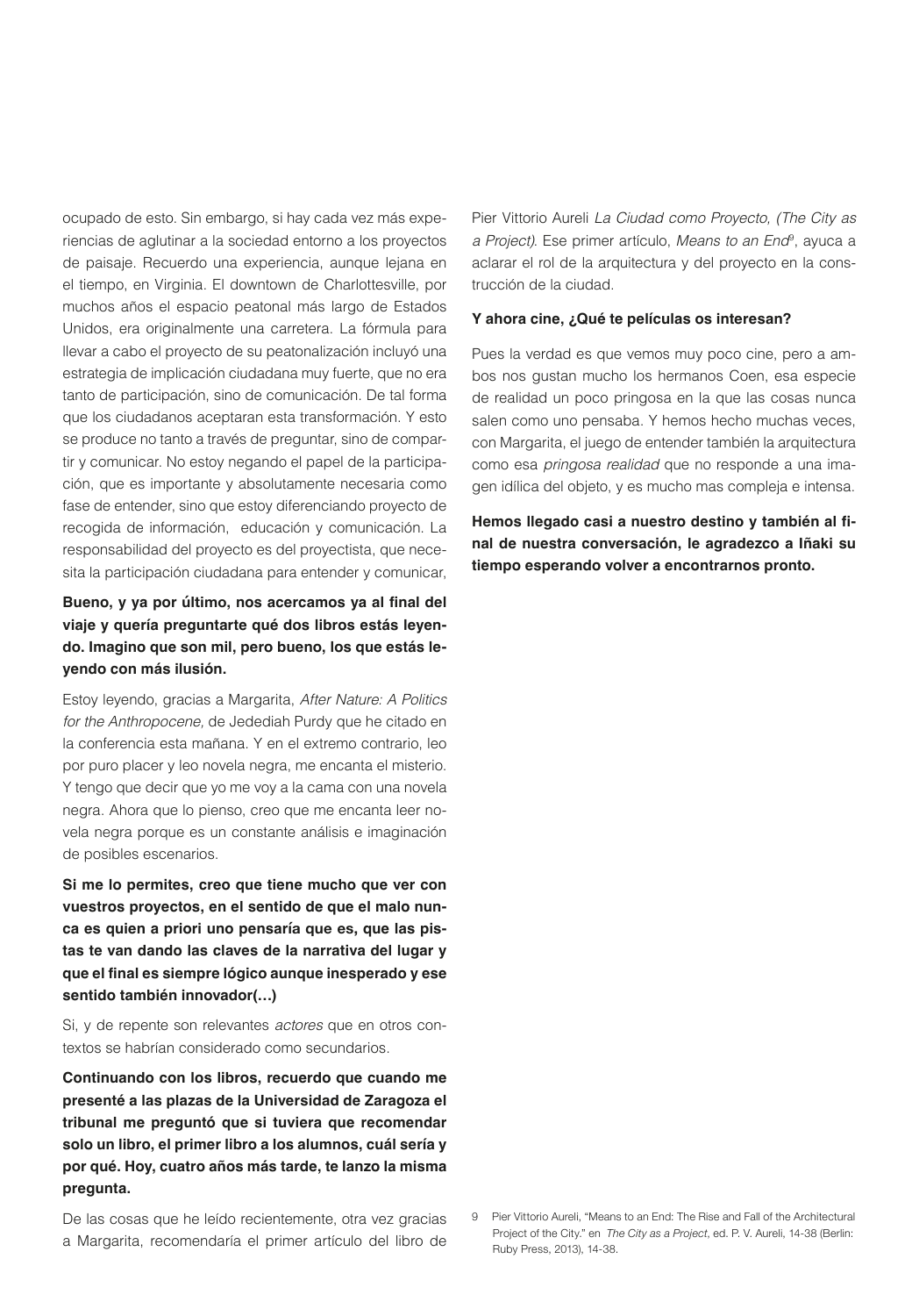ocupado de esto. Sin embargo, si hay cada vez más experiencias de aglutinar a la sociedad entorno a los proyectos de paisaje. Recuerdo una experiencia, aunque lejana en el tiempo, en Virginia. El downtown de Charlottesville, por muchos años el espacio peatonal más largo de Estados Unidos, era originalmente una carretera. La fórmula para llevar a cabo el proyecto de su peatonalización incluyó una estrategia de implicación ciudadana muy fuerte, que no era tanto de participación, sino de comunicación. De tal forma que los ciudadanos aceptaran esta transformación. Y esto se produce no tanto a través de preguntar, sino de compartir y comunicar. No estoy negando el papel de la participación, que es importante y absolutamente necesaria como fase de entender, sino que estoy diferenciando proyecto de recogida de información, educación y comunicación. La responsabilidad del proyecto es del proyectista, que necesita la participación ciudadana para entender y comunicar,

**Bueno, y ya por último, nos acercamos ya al final del viaje y quería preguntarte qué dos libros estás leyendo. Imagino que son mil, pero bueno, los que estás leyendo con más ilusión.**

Estoy leyendo, gracias a Margarita, *After Nature: A Politics for the Anthropocene,* de Jedediah Purdy que he citado en la conferencia esta mañana. Y en el extremo contrario, leo por puro placer y leo novela negra, me encanta el misterio. Y tengo que decir que yo me voy a la cama con una novela negra. Ahora que lo pienso, creo que me encanta leer novela negra porque es un constante análisis e imaginación de posibles escenarios.

**Si me lo permites, creo que tiene mucho que ver con vuestros proyectos, en el sentido de que el malo nunca es quien a priori uno pensaría que es, que las pistas te van dando las claves de la narrativa del lugar y que el final es siempre lógico aunque inesperado y ese sentido también innovador(…)**

Si, y de repente son relevantes *actores* que en otros contextos se habrían considerado como secundarios.

**Continuando con los libros, recuerdo que cuando me presenté a las plazas de la Universidad de Zaragoza el tribunal me preguntó que si tuviera que recomendar solo un libro, el primer libro a los alumnos, cuál sería y por qué. Hoy, cuatro años más tarde, te lanzo la misma pregunta.**

De las cosas que he leído recientemente, otra vez gracias a Margarita, recomendaría el primer artículo del libro de Pier Vittorio Aureli *La Ciudad como Proyecto, (The City as a Project).* Ese primer artículo, *Means to an End*[9], ayuca a aclarar el rol de la arquitectura y del proyecto en la construcción de la ciudad.

**Y ahora cine, ¿Qué te películas os interesan?**

Pues la verdad es que vemos muy poco cine, pero a ambos nos gustan mucho los hermanos Coen, esa especie de realidad un poco pringosa en la que las cosas nunca salen como uno pensaba. Y hemos hecho muchas veces, con Margarita, el juego de entender también la arquitectura como esa *pringosa realidad* que no responde a una imagen idílica del objeto, y es mucho mas compleja e intensa.

**Hemos llegado casi a nuestro destino y también al final de nuestra conversación, le agradezco a Iñaki su tiempo esperando volver a encontrarnos pronto.**

9 Pier Vittorio Aureli, "Means to an End: The Rise and Fall of the Architectural Project of the City." en *The City as a Project*, ed. P. V. Aureli, 14-38 (Berlin: Ruby Press, 2013), 14-38.